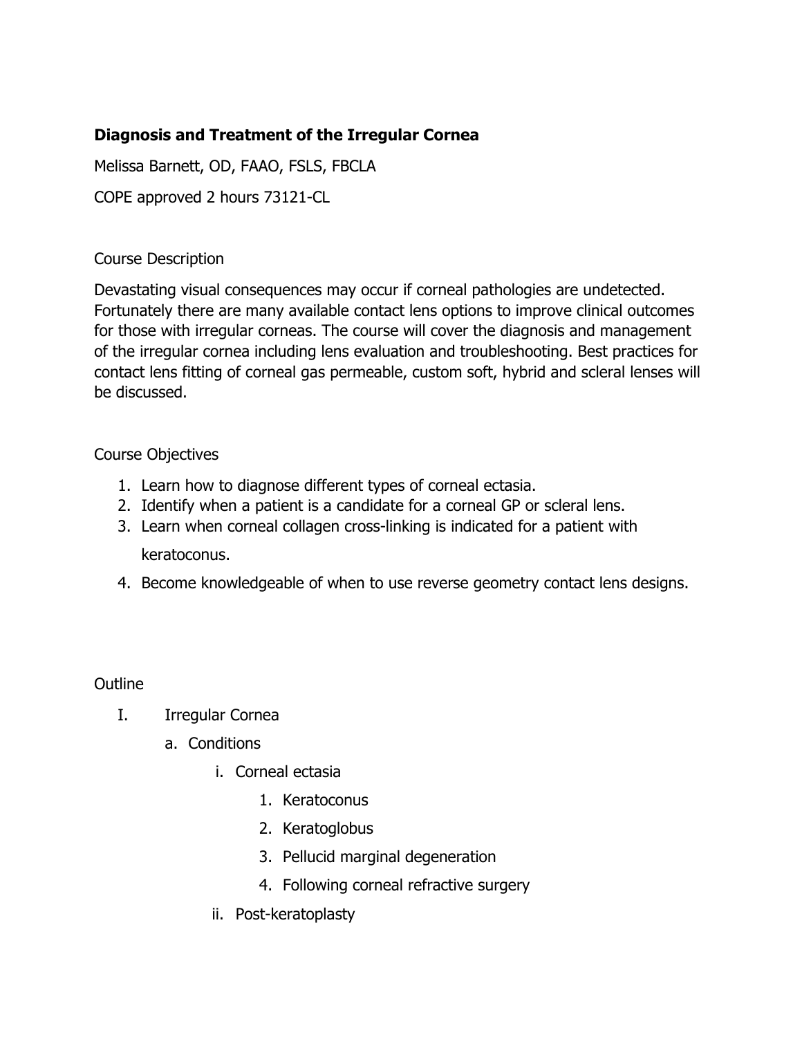# Diagnosis and Treatment of the Irregular Cornea

Melissa Barnett, OD, FAAO, FSLS, FBCLA

COPE approved 2 hours 73121-CL

Course Description

Devastating visual consequences may occur if corneal pathologies are undetected. Fortunately there are many available contact lens options to improve clinical outcomes for those with irregular corneas. The course will cover the diagnosis and management of the irregular cornea including lens evaluation and troubleshooting. Best practices for contact lens fitting of corneal gas permeable, custom soft, hybrid and scleral lenses will be discussed.

Course Objectives

1. Learn how to diagnose different types of corneal ectasia.
2. Identify when a patient is a candidate for a corneal GP or scleral lens.
3. Learn when corneal collagen cross-linking is indicated for a patient with keratoconus.
4. Become knowledgeable of when to use reverse geometry contact lens designs.

Outline

I. Irregular Cornea
   a. Conditions
      i. Corneal ectasia
         1. Keratoconus
         2. Keratoglobus
         3. Pellucid marginal degeneration
         4. Following corneal refractive surgery
      ii. Post-keratoplasty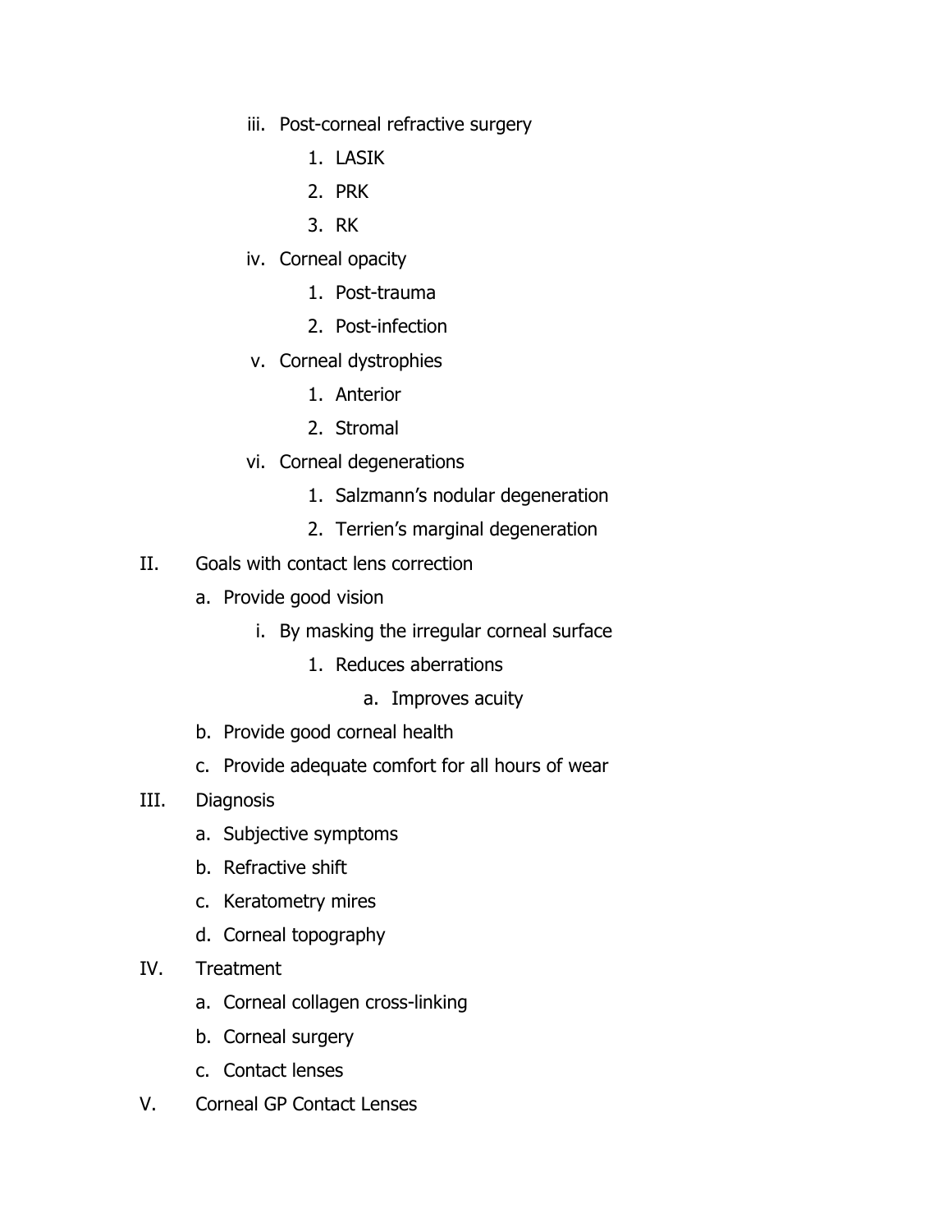iii. Post-corneal refractive surgery
    1. LASIK
    2. PRK
    3. RK
iv. Corneal opacity
    1. Post-trauma
    2. Post-infection
v. Corneal dystrophies
    1. Anterior
    2. Stromal
vi. Corneal degenerations
    1. Salzmann's nodular degeneration
    2. Terrien's marginal degeneration

II. Goals with contact lens correction
- a. Provide good vision
    - i. By masking the irregular corneal surface
        1. Reduces aberrations
            - a. Improves acuity
- b. Provide good corneal health
- c. Provide adequate comfort for all hours of wear

III. Diagnosis
- a. Subjective symptoms
- b. Refractive shift
- c. Keratometry mires
- d. Corneal topography

IV. Treatment
- a. Corneal collagen cross-linking
- b. Corneal surgery
- c. Contact lenses

V. Corneal GP Contact Lenses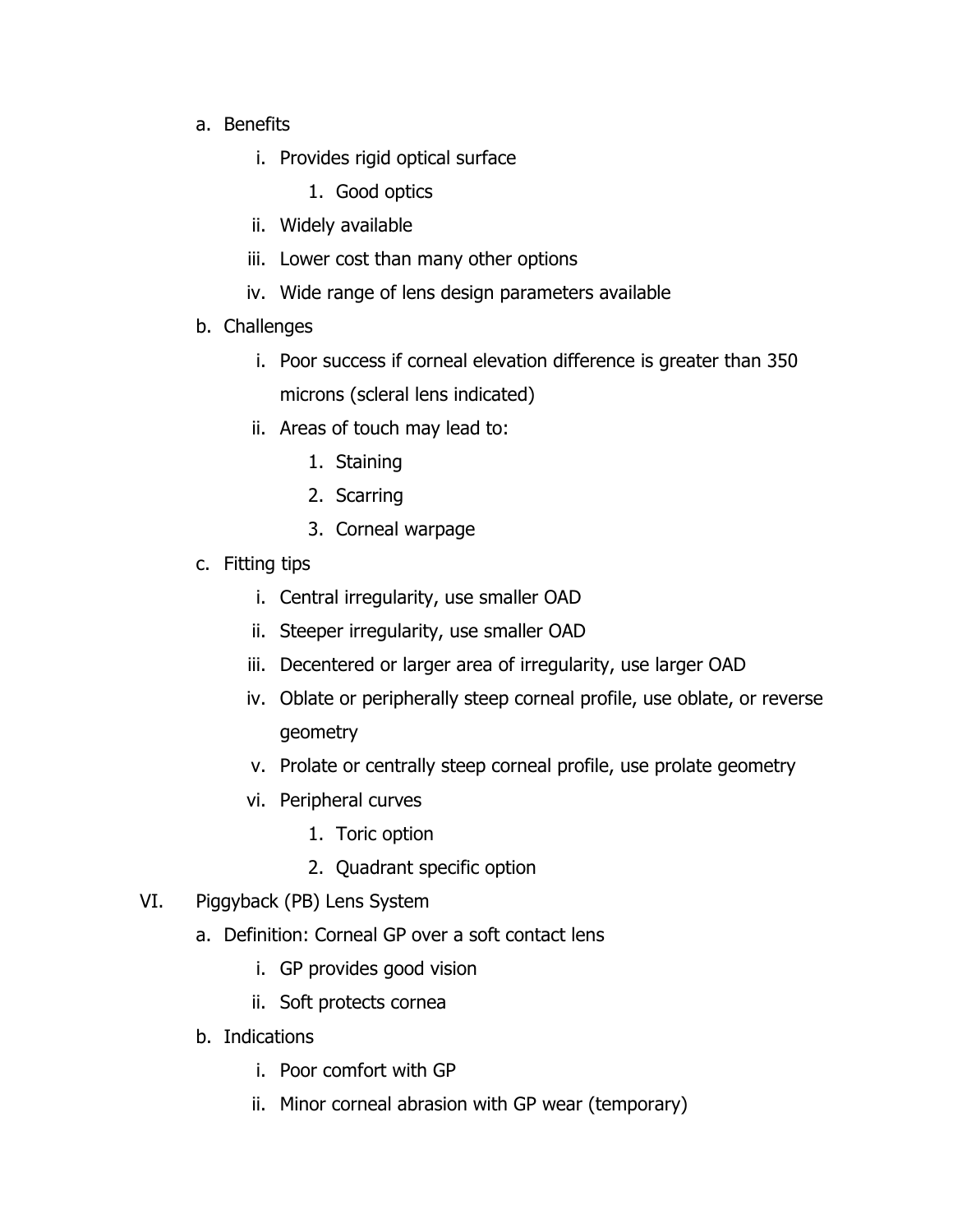a. Benefits
    i. Provides rigid optical surface
        1. Good optics
    ii. Widely available
    iii. Lower cost than many other options
    iv. Wide range of lens design parameters available
b. Challenges
    i. Poor success if corneal elevation difference is greater than 350 microns (scleral lens indicated)
    ii. Areas of touch may lead to:
        1. Staining
        2. Scarring
        3. Corneal warpage
c. Fitting tips
    i. Central irregularity, use smaller OAD
    ii. Steeper irregularity, use smaller OAD
    iii. Decentered or larger area of irregularity, use larger OAD
    iv. Oblate or peripherally steep corneal profile, use oblate, or reverse geometry
    v. Prolate or centrally steep corneal profile, use prolate geometry
    vi. Peripheral curves
        1. Toric option
        2. Quadrant specific option

VI. Piggyback (PB) Lens System
a. Definition: Corneal GP over a soft contact lens
    i. GP provides good vision
    ii. Soft protects cornea
b. Indications
    i. Poor comfort with GP
    ii. Minor corneal abrasion with GP wear (temporary)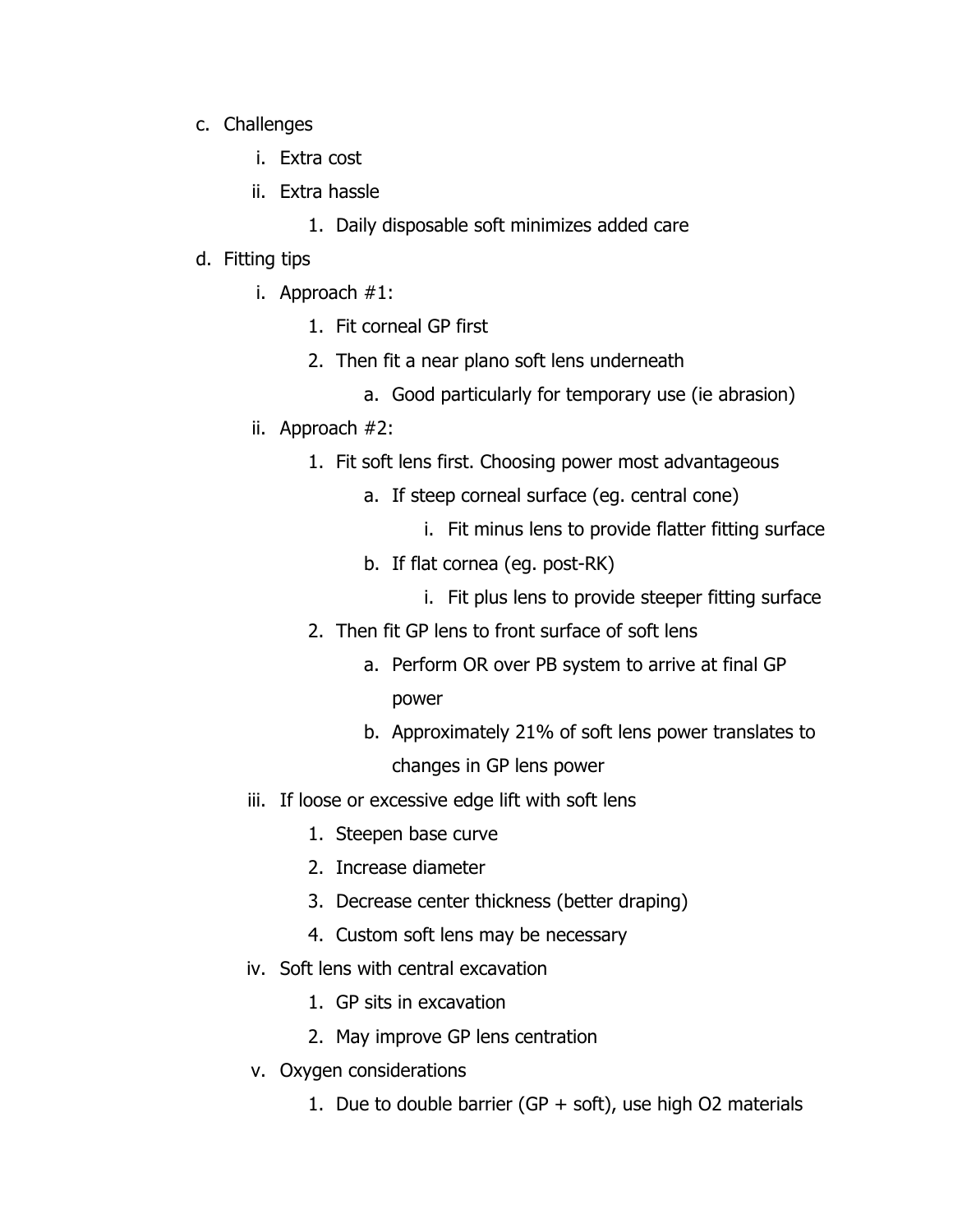c. Challenges
    i. Extra cost
    ii. Extra hassle
        1. Daily disposable soft minimizes added care
d. Fitting tips
    i. Approach #1:
        1. Fit corneal GP first
        2. Then fit a near plano soft lens underneath
            a. Good particularly for temporary use (ie abrasion)
    ii. Approach #2:
        1. Fit soft lens first. Choosing power most advantageous
            a. If steep corneal surface (eg. central cone)
                i. Fit minus lens to provide flatter fitting surface
            b. If flat cornea (eg. post-RK)
                i. Fit plus lens to provide steeper fitting surface
        2. Then fit GP lens to front surface of soft lens
            a. Perform OR over PB system to arrive at final GP power
            b. Approximately 21% of soft lens power translates to changes in GP lens power
    iii. If loose or excessive edge lift with soft lens
        1. Steepen base curve
        2. Increase diameter
        3. Decrease center thickness (better draping)
        4. Custom soft lens may be necessary
    iv. Soft lens with central excavation
        1. GP sits in excavation
        2. May improve GP lens centration
    v. Oxygen considerations
        1. Due to double barrier (GP + soft), use high O2 materials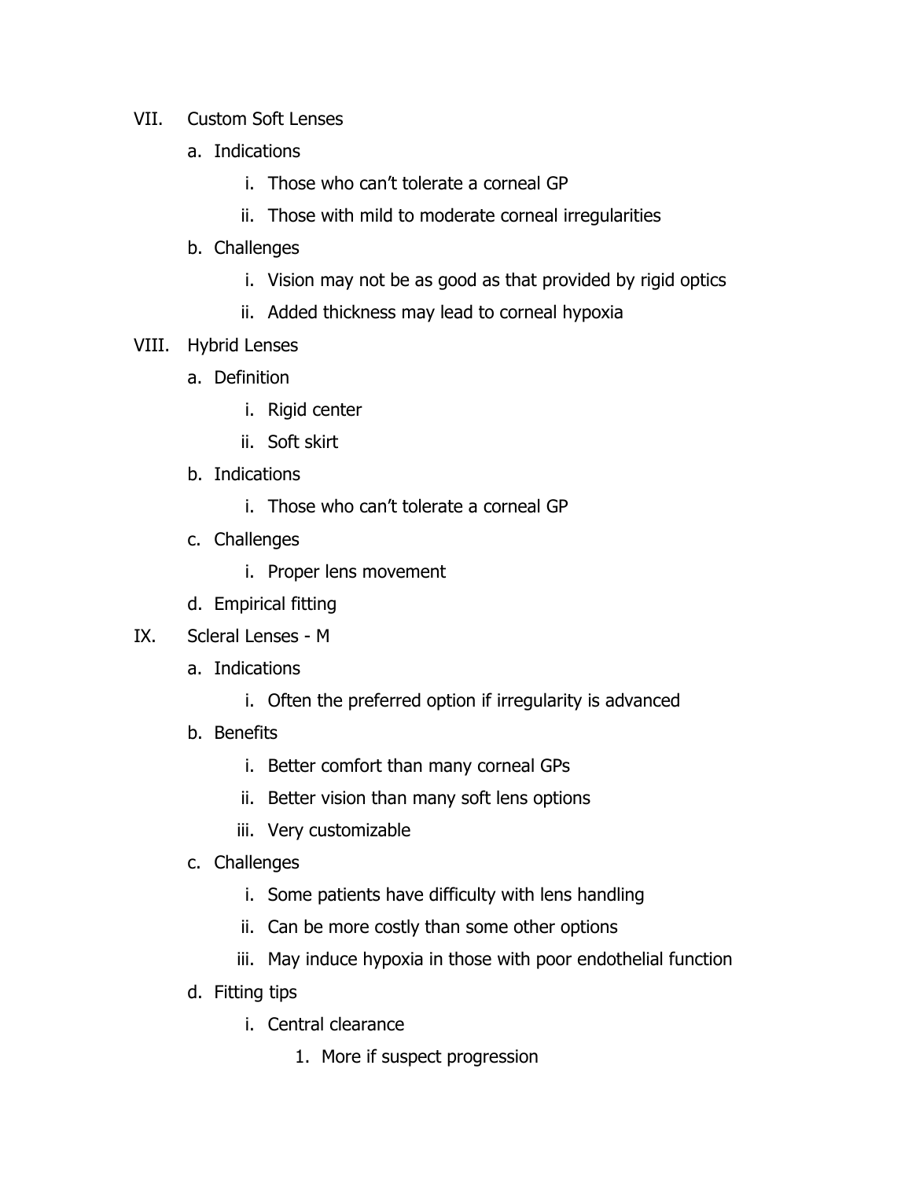VII. Custom Soft Lenses

   a. Indications

      i. Those who can't tolerate a corneal GP

      ii. Those with mild to moderate corneal irregularities

   b. Challenges

      i. Vision may not be as good as that provided by rigid optics

      ii. Added thickness may lead to corneal hypoxia

VIII. Hybrid Lenses

   a. Definition

      i. Rigid center

      ii. Soft skirt

   b. Indications

      i. Those who can't tolerate a corneal GP

   c. Challenges

      i. Proper lens movement

   d. Empirical fitting

IX. Scleral Lenses - M

   a. Indications

      i. Often the preferred option if irregularity is advanced

   b. Benefits

      i. Better comfort than many corneal GPs

      ii. Better vision than many soft lens options

      iii. Very customizable

   c. Challenges

      i. Some patients have difficulty with lens handling

      ii. Can be more costly than some other options

      iii. May induce hypoxia in those with poor endothelial function

   d. Fitting tips

      i. Central clearance

         1. More if suspect progression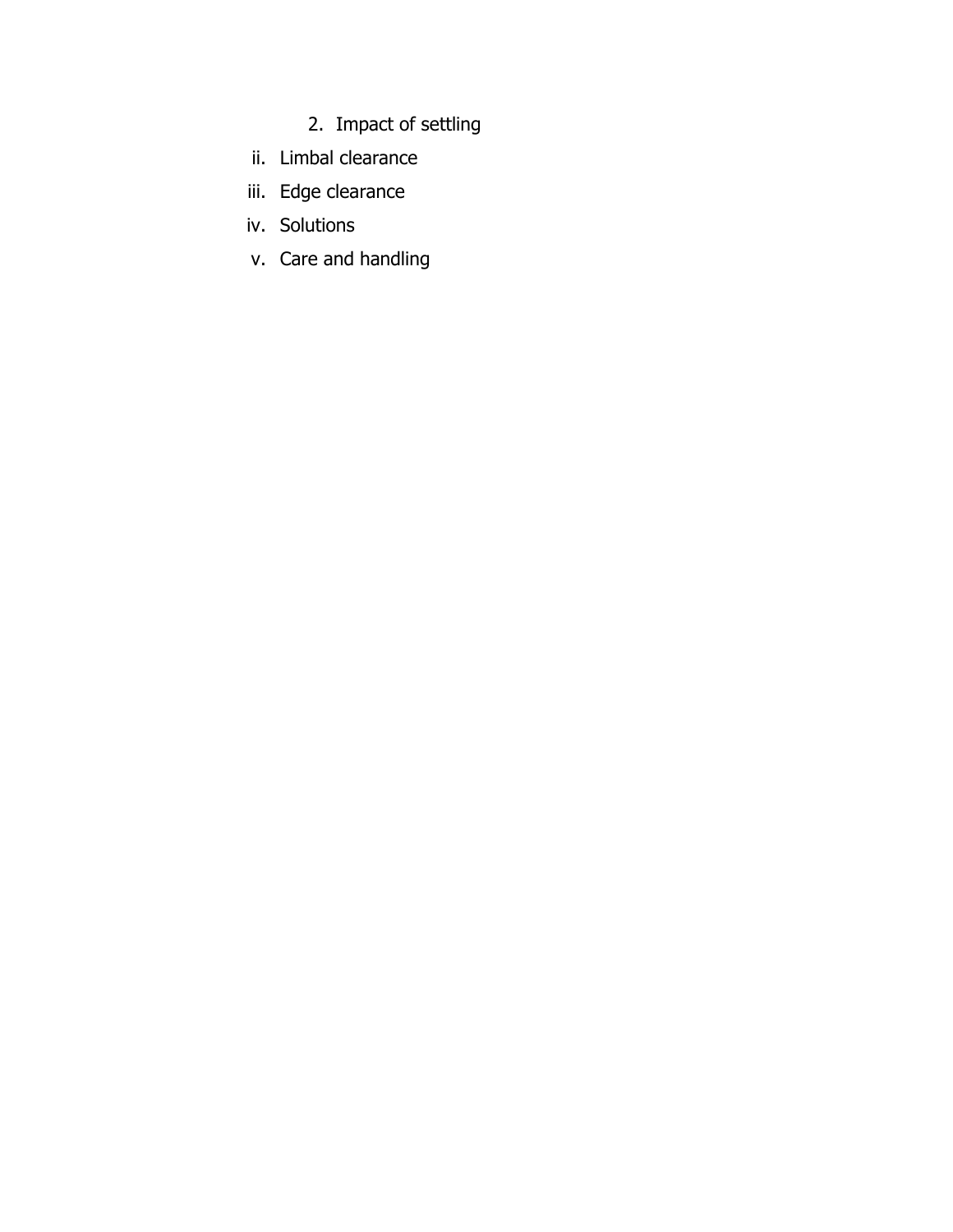2. Impact of settling

ii. Limbal clearance

iii. Edge clearance

iv. Solutions

v. Care and handling